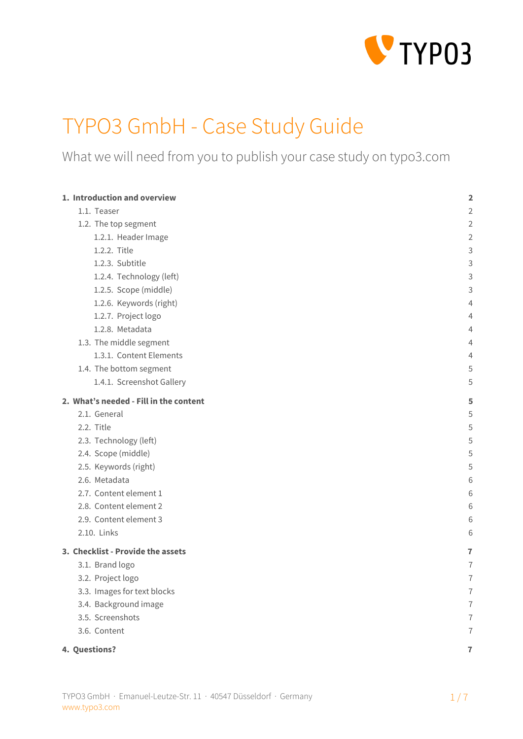# TYPO3 GmbH - Case Study Guide

What we will need from you to publish your case study on typo3.com

| | |
|---|---|
| **1. Introduction and overview** | **2** |
| 1.1. Teaser | 2 |
| 1.2. The top segment | 2 |
| 1.2.1. Header Image | 2 |
| 1.2.2. Title | 3 |
| 1.2.3. Subtitle | 3 |
| 1.2.4. Technology (left) | 3 |
| 1.2.5. Scope (middle) | 3 |
| 1.2.6. Keywords (right) | 4 |
| 1.2.7. Project logo | 4 |
| 1.2.8. Metadata | 4 |
| 1.3. The middle segment | 4 |
| 1.3.1. Content Elements | 4 |
| 1.4. The bottom segment | 5 |
| 1.4.1. Screenshot Gallery | 5 |
| **2. What's needed - Fill in the content** | **5** |
| 2.1. General | 5 |
| 2.2. Title | 5 |
| 2.3. Technology (left) | 5 |
| 2.4. Scope (middle) | 5 |
| 2.5. Keywords (right) | 5 |
| 2.6. Metadata | 6 |
| 2.7. Content element 1 | 6 |
| 2.8. Content element 2 | 6 |
| 2.9. Content element 3 | 6 |
| 2.10. Links | 6 |
| **3. Checklist - Provide the assets** | **7** |
| 3.1. Brand logo | 7 |
| 3.2. Project logo | 7 |
| 3.3. Images for text blocks | 7 |
| 3.4. Background image | 7 |
| 3.5. Screenshots | 7 |
| 3.6. Content | 7 |
| **4. Questions?** | **7** |

TYPO3 GmbH · Emanuel-Leutze-Str. 11 · 40547 Düsseldorf · Germany
www.typo3.com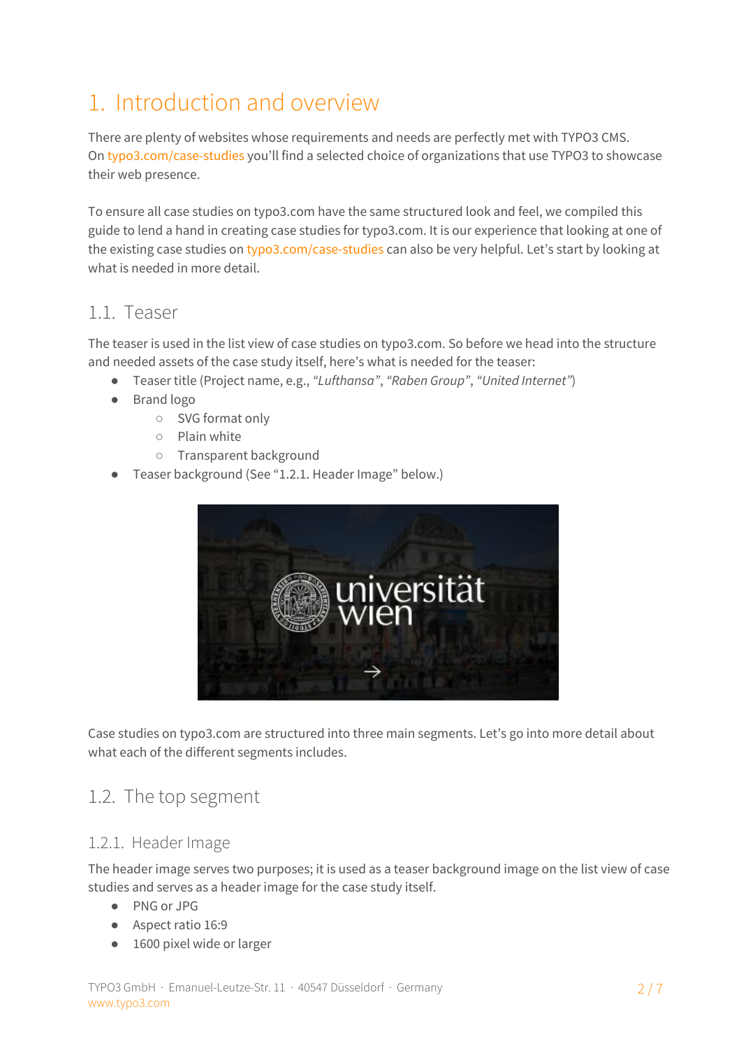# 1. Introduction and overview

There are plenty of websites whose requirements and needs are perfectly met with TYPO3 CMS. On typo3.com/case-studies you'll find a selected choice of organizations that use TYPO3 to showcase their web presence.

To ensure all case studies on typo3.com have the same structured look and feel, we compiled this guide to lend a hand in creating case studies for typo3.com. It is our experience that looking at one of the existing case studies on typo3.com/case-studies can also be very helpful. Let's start by looking at what is needed in more detail.

## 1.1. Teaser

The teaser is used in the list view of case studies on typo3.com. So before we head into the structure and needed assets of the case study itself, here's what is needed for the teaser:

- Teaser title (Project name, e.g., *"Lufthansa"*, *"Raben Group"*, *"United Internet"*)
- Brand logo
  - SVG format only
  - Plain white
  - Transparent background
- Teaser background (See "1.2.1. Header Image" below.)

Case studies on typo3.com are structured into three main segments. Let's go into more detail about what each of the different segments includes.

## 1.2. The top segment

### 1.2.1. Header Image

The header image serves two purposes; it is used as a teaser background image on the list view of case studies and serves as a header image for the case study itself.

- PNG or JPG
- Aspect ratio 16:9
- 1600 pixel wide or larger

TYPO3 GmbH · Emanuel-Leutze-Str. 11 · 40547 Düsseldorf · Germany
www.typo3.com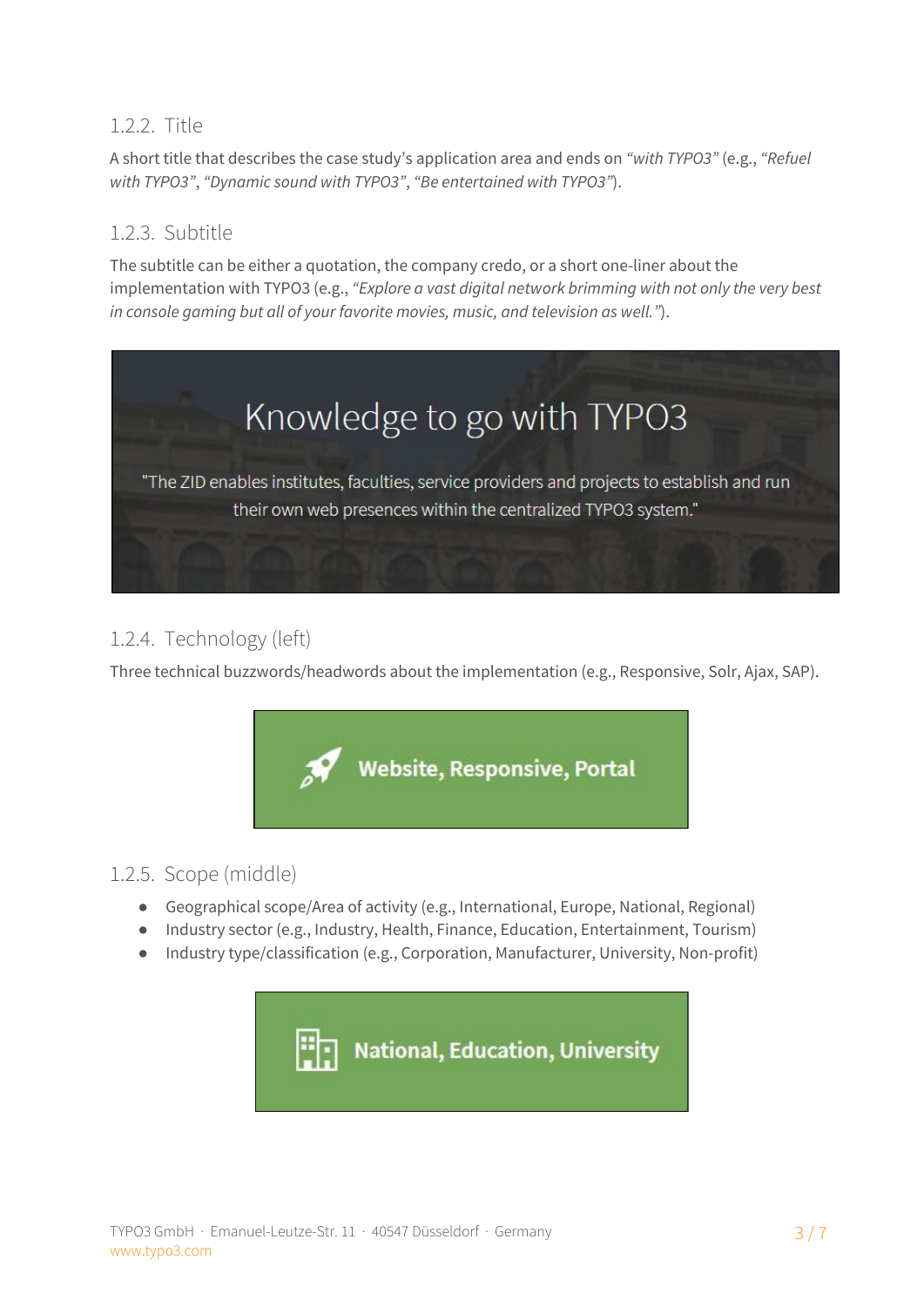### 1.2.2. Title

A short title that describes the case study's application area and ends on *"with TYPO3"* (e.g., *"Refuel with TYPO3"*, *"Dynamic sound with TYPO3"*, *"Be entertained with TYPO3"*).

### 1.2.3. Subtitle

The subtitle can be either a quotation, the company credo, or a short one-liner about the implementation with TYPO3 (e.g., *"Explore a vast digital network brimming with not only the very best in console gaming but all of your favorite movies, music, and television as well."*).

Knowledge to go with TYPO3

"The ZID enables institutes, faculties, service providers and projects to establish and run their own web presences within the centralized TYPO3 system."

### 1.2.4. Technology (left)

Three technical buzzwords/headwords about the implementation (e.g., Responsive, Solr, Ajax, SAP).

**Website, Responsive, Portal**

### 1.2.5. Scope (middle)

- Geographical scope/Area of activity (e.g., International, Europe, National, Regional)
- Industry sector (e.g., Industry, Health, Finance, Education, Entertainment, Tourism)
- Industry type/classification (e.g., Corporation, Manufacturer, University, Non-profit)

**National, Education, University**

TYPO3 GmbH · Emanuel-Leutze-Str. 11 · 40547 Düsseldorf · Germany
www.typo3.com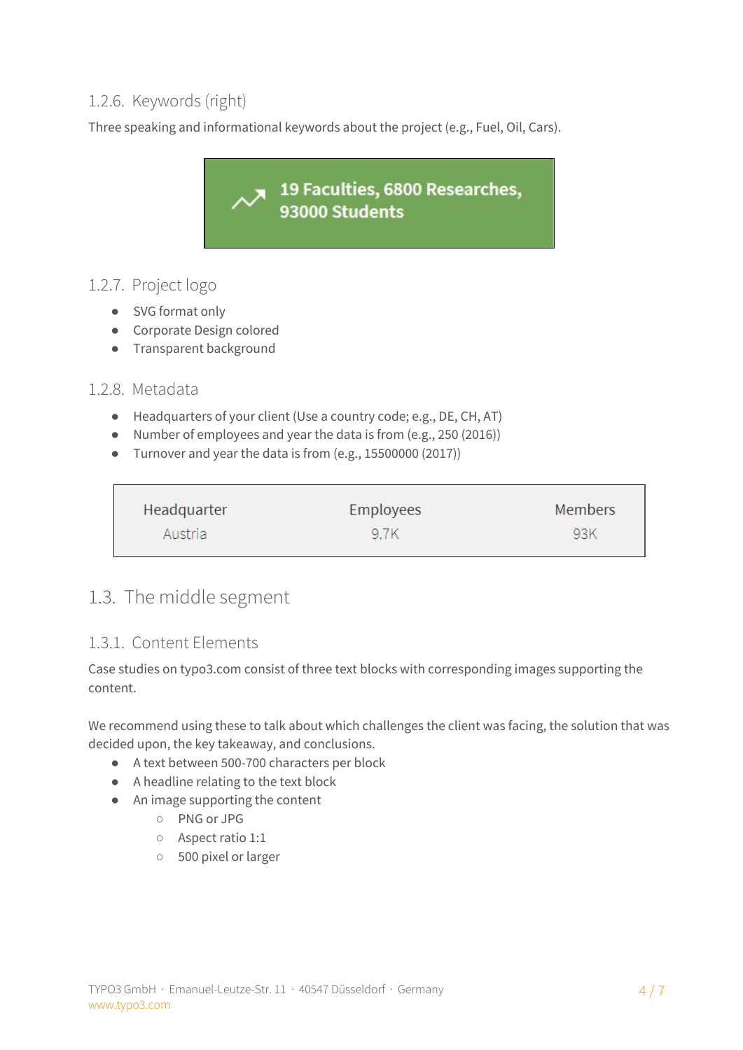### 1.2.6. Keywords (right)

Three speaking and informational keywords about the project (e.g., Fuel, Oil, Cars).

19 Faculties, 6800 Researches, 93000 Students

### 1.2.7. Project logo

- SVG format only
- Corporate Design colored
- Transparent background

### 1.2.8. Metadata

- Headquarters of your client (Use a country code; e.g., DE, CH, AT)
- Number of employees and year the data is from (e.g., 250 (2016))
- Turnover and year the data is from (e.g., 15500000 (2017))

| Headquarter | Employees | Members |
|---|---|---|
| Austria | 9.7K | 93K |

## 1.3. The middle segment

### 1.3.1. Content Elements

Case studies on typo3.com consist of three text blocks with corresponding images supporting the content.

We recommend using these to talk about which challenges the client was facing, the solution that was decided upon, the key takeaway, and conclusions.

- A text between 500-700 characters per block
- A headline relating to the text block
- An image supporting the content
  - PNG or JPG
  - Aspect ratio 1:1
  - 500 pixel or larger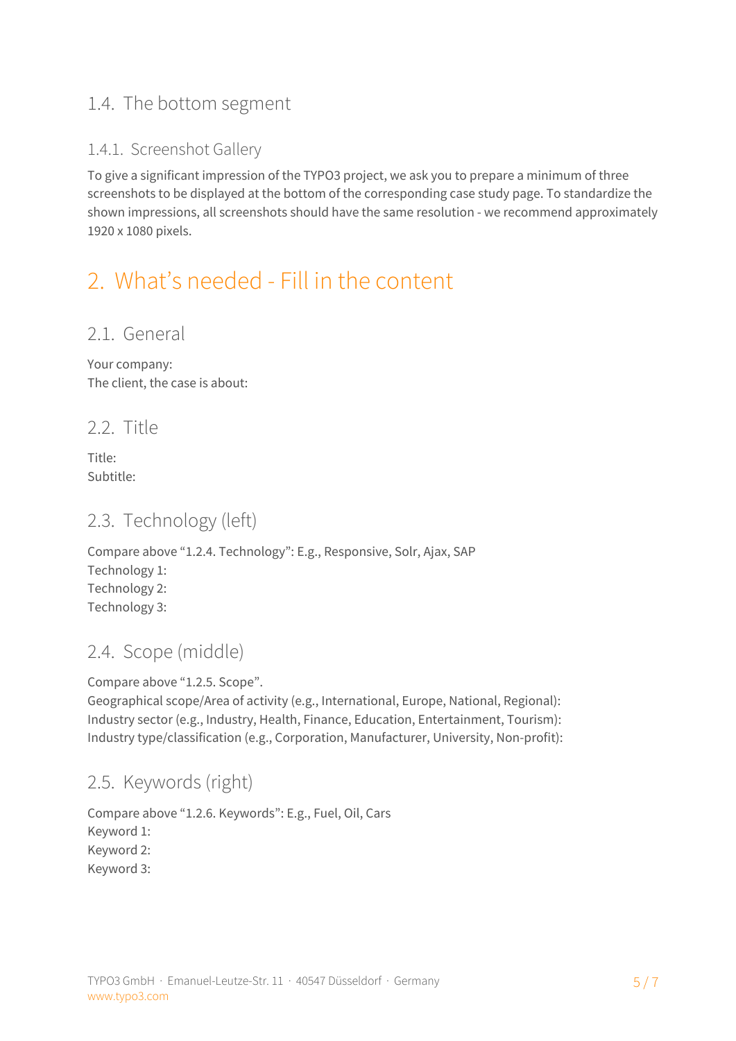## 1.4. The bottom segment

### 1.4.1. Screenshot Gallery

To give a significant impression of the TYPO3 project, we ask you to prepare a minimum of three screenshots to be displayed at the bottom of the corresponding case study page. To standardize the shown impressions, all screenshots should have the same resolution - we recommend approximately 1920 x 1080 pixels.

# 2. What's needed - Fill in the content

## 2.1. General

Your company:
The client, the case is about:

## 2.2. Title

Title:
Subtitle:

## 2.3. Technology (left)

Compare above "1.2.4. Technology": E.g., Responsive, Solr, Ajax, SAP
Technology 1:
Technology 2:
Technology 3:

## 2.4. Scope (middle)

Compare above "1.2.5. Scope".
Geographical scope/Area of activity (e.g., International, Europe, National, Regional):
Industry sector (e.g., Industry, Health, Finance, Education, Entertainment, Tourism):
Industry type/classification (e.g., Corporation, Manufacturer, University, Non-profit):

## 2.5. Keywords (right)

Compare above "1.2.6. Keywords": E.g., Fuel, Oil, Cars
Keyword 1:
Keyword 2:
Keyword 3: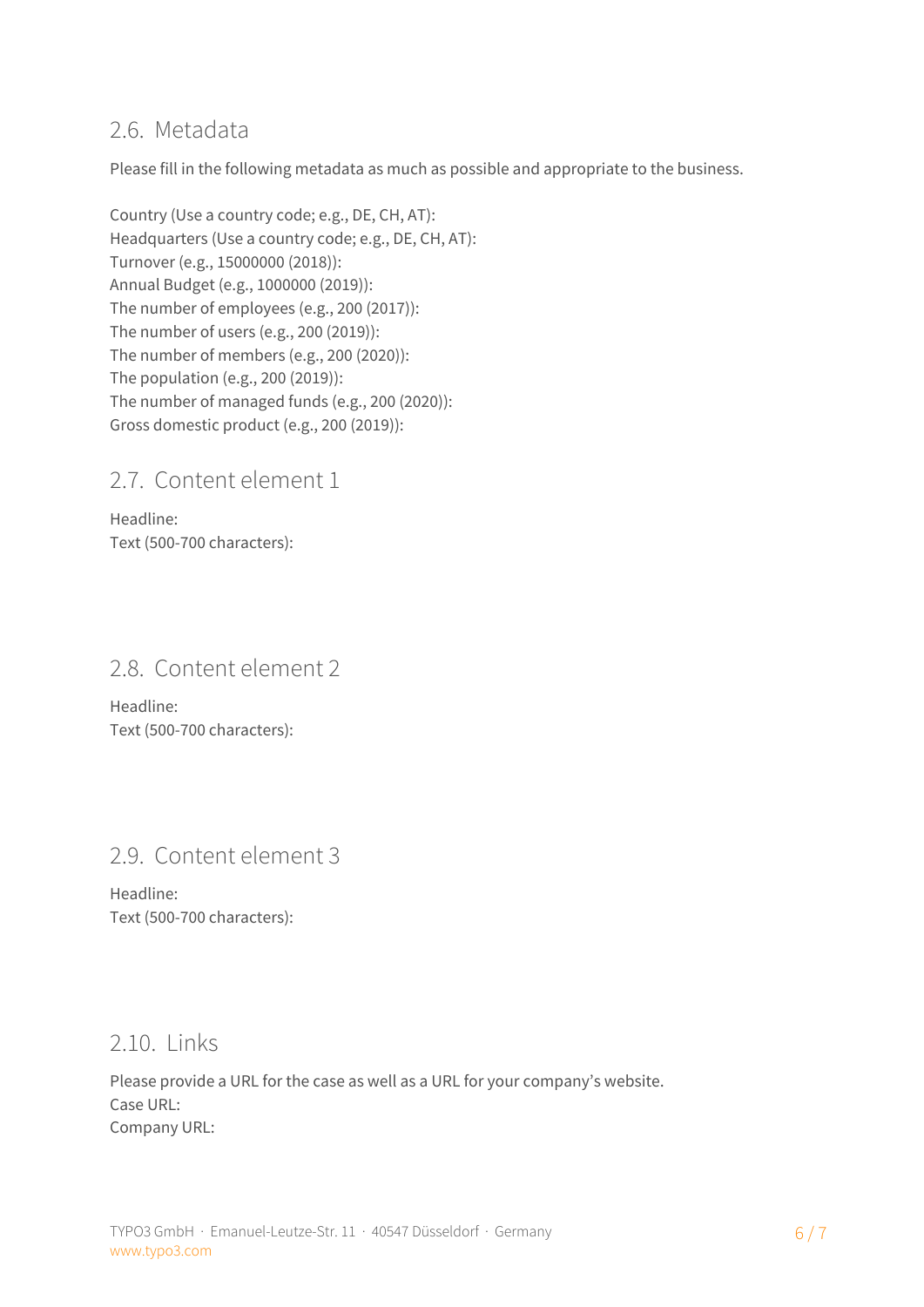## 2.6. Metadata

Please fill in the following metadata as much as possible and appropriate to the business.

Country (Use a country code; e.g., DE, CH, AT):
Headquarters (Use a country code; e.g., DE, CH, AT):
Turnover (e.g., 15000000 (2018)):
Annual Budget (e.g., 1000000 (2019)):
The number of employees (e.g., 200 (2017)):
The number of users (e.g., 200 (2019)):
The number of members (e.g., 200 (2020)):
The population (e.g., 200 (2019)):
The number of managed funds (e.g., 200 (2020)):
Gross domestic product (e.g., 200 (2019)):

## 2.7. Content element 1

Headline:
Text (500-700 characters):

## 2.8. Content element 2

Headline:
Text (500-700 characters):

## 2.9. Content element 3

Headline:
Text (500-700 characters):

## 2.10. Links

Please provide a URL for the case as well as a URL for your company's website.
Case URL:
Company URL:

TYPO3 GmbH · Emanuel-Leutze-Str. 11 · 40547 Düsseldorf · Germany
www.typo3.com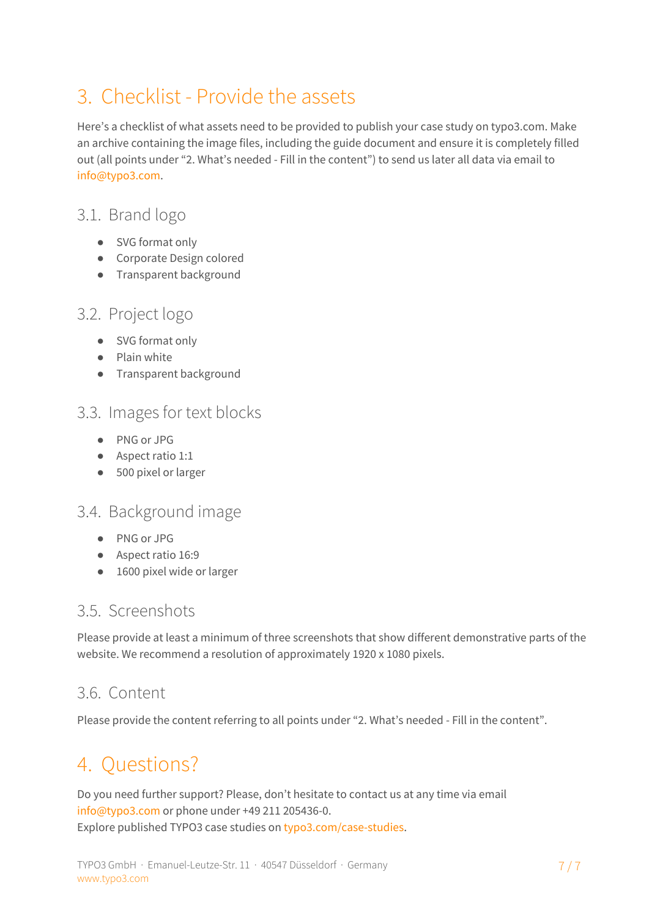# 3. Checklist - Provide the assets

Here's a checklist of what assets need to be provided to publish your case study on typo3.com. Make an archive containing the image files, including the guide document and ensure it is completely filled out (all points under "2. What's needed - Fill in the content") to send us later all data via email to info@typo3.com.

## 3.1. Brand logo

- SVG format only
- Corporate Design colored
- Transparent background

## 3.2. Project logo

- SVG format only
- Plain white
- Transparent background

## 3.3. Images for text blocks

- PNG or JPG
- Aspect ratio 1:1
- 500 pixel or larger

## 3.4. Background image

- PNG or JPG
- Aspect ratio 16:9
- 1600 pixel wide or larger

## 3.5. Screenshots

Please provide at least a minimum of three screenshots that show different demonstrative parts of the website. We recommend a resolution of approximately 1920 x 1080 pixels.

## 3.6. Content

Please provide the content referring to all points under "2. What's needed - Fill in the content".

# 4. Questions?

Do you need further support? Please, don't hesitate to contact us at any time via email info@typo3.com or phone under +49 211 205436-0.
Explore published TYPO3 case studies on typo3.com/case-studies.

TYPO3 GmbH · Emanuel-Leutze-Str. 11 · 40547 Düsseldorf · Germany
www.typo3.com